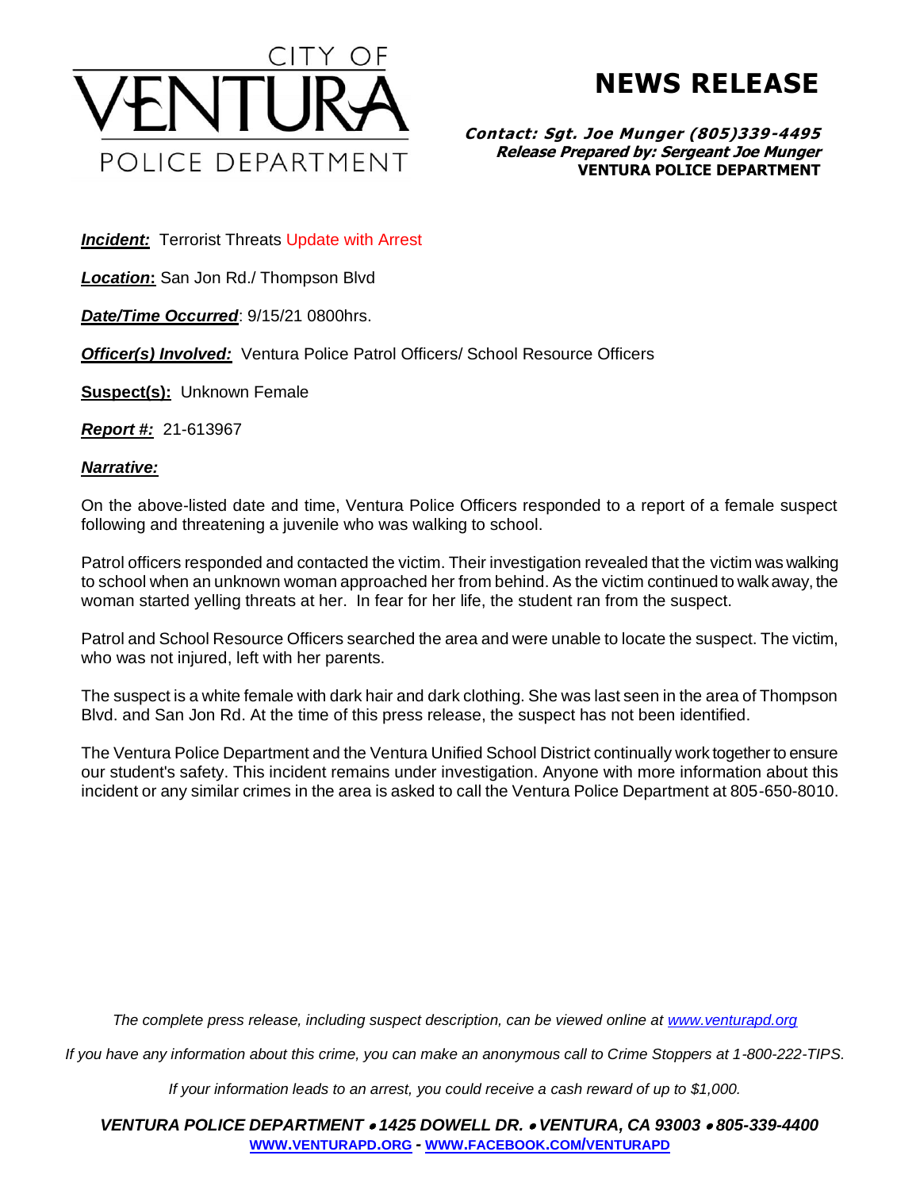# CITY OF VENTURA POLICE DEPARTMENT

# NEWS RELEASE

***Contact: Sgt. Joe Munger (805)339-4495***
***Release Prepared by: Sergeant Joe Munger***
**VENTURA POLICE DEPARTMENT**

***Incident:*** Terrorist Threats Update with Arrest

***Location*:** San Jon Rd./ Thompson Blvd

***Date/Time Occurred***: 9/15/21 0800hrs.

***Officer(s) Involved:*** Ventura Police Patrol Officers/ School Resource Officers

**Suspect(s):** Unknown Female

***Report #:*** 21-613967

***Narrative:***

On the above-listed date and time, Ventura Police Officers responded to a report of a female suspect following and threatening a juvenile who was walking to school.

Patrol officers responded and contacted the victim. Their investigation revealed that the victim was walking to school when an unknown woman approached her from behind. As the victim continued to walk away, the woman started yelling threats at her. In fear for her life, the student ran from the suspect.

Patrol and School Resource Officers searched the area and were unable to locate the suspect. The victim, who was not injured, left with her parents.

The suspect is a white female with dark hair and dark clothing. She was last seen in the area of Thompson Blvd. and San Jon Rd. At the time of this press release, the suspect has not been identified.

The Ventura Police Department and the Ventura Unified School District continually work together to ensure our student's safety. This incident remains under investigation. Anyone with more information about this incident or any similar crimes in the area is asked to call the Ventura Police Department at 805-650-8010.

*The complete press release, including suspect description, can be viewed online at www.venturapd.org*

*If you have any information about this crime, you can make an anonymous call to Crime Stoppers at 1-800-222-TIPS.*

*If your information leads to an arrest, you could receive a cash reward of up to $1,000.*

***VENTURA POLICE DEPARTMENT • 1425 DOWELL DR. • VENTURA, CA 93003 • 805-339-4400***
**WWW.VENTURAPD.ORG - WWW.FACEBOOK.COM/VENTURAPD**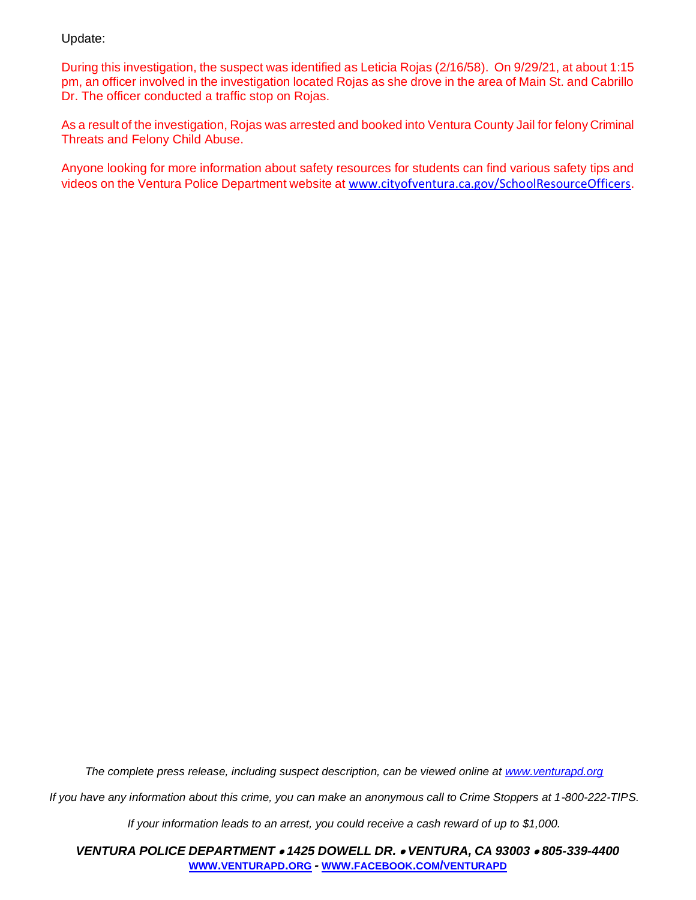Update:

During this investigation, the suspect was identified as Leticia Rojas (2/16/58). On 9/29/21, at about 1:15 pm, an officer involved in the investigation located Rojas as she drove in the area of Main St. and Cabrillo Dr. The officer conducted a traffic stop on Rojas.

As a result of the investigation, Rojas was arrested and booked into Ventura County Jail for felony Criminal Threats and Felony Child Abuse.

Anyone looking for more information about safety resources for students can find various safety tips and videos on the Ventura Police Department website at www.cityofventura.ca.gov/SchoolResourceOfficers.

*The complete press release, including suspect description, can be viewed online at www.venturapd.org*

*If you have any information about this crime, you can make an anonymous call to Crime Stoppers at 1-800-222-TIPS.*

*If your information leads to an arrest, you could receive a cash reward of up to $1,000.*

***VENTURA POLICE DEPARTMENT • 1425 DOWELL DR. • VENTURA, CA 93003 • 805-339-4400***

**WWW.VENTURAPD.ORG - WWW.FACEBOOK.COM/VENTURAPD**